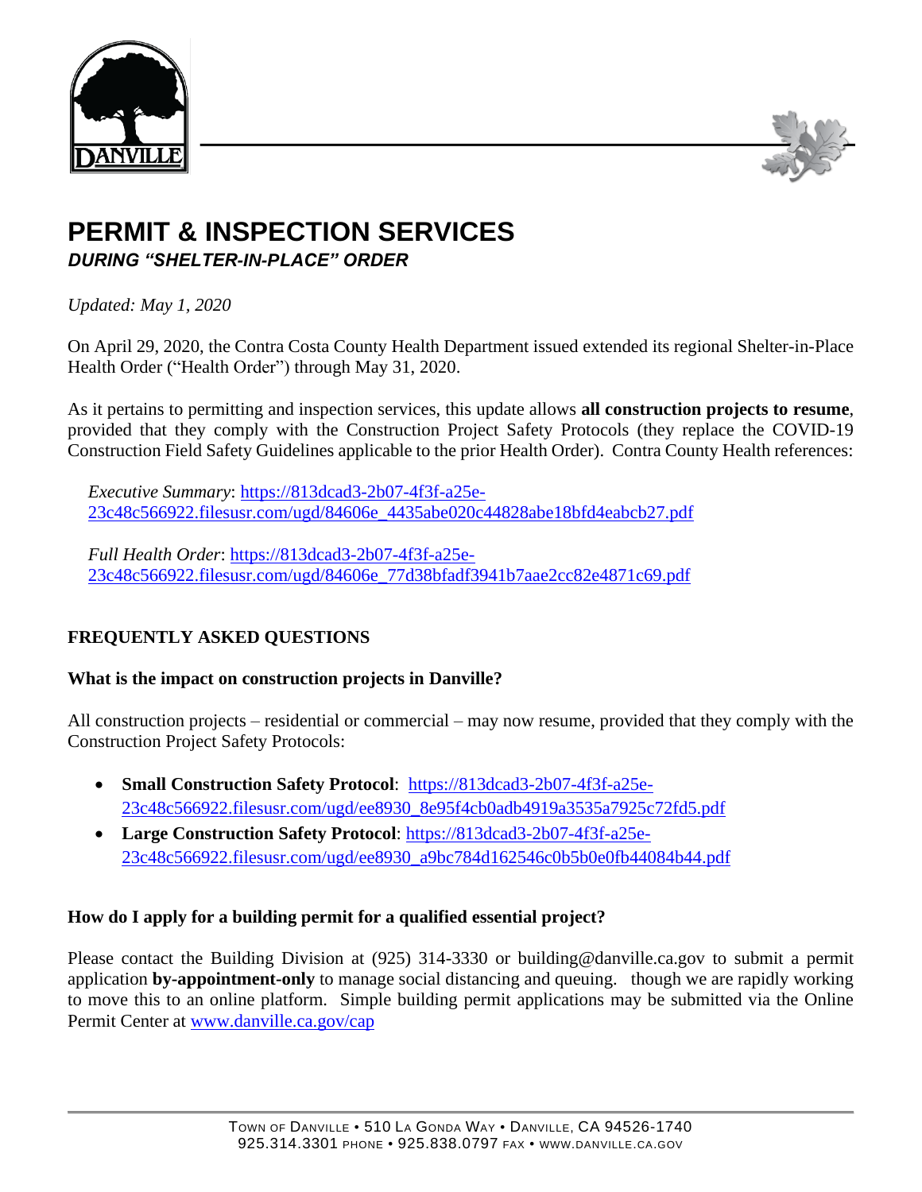# PERMIT & INSPECTION SERVICES

***DURING "SHELTER-IN-PLACE" ORDER***

*Updated: May 1, 2020*

On April 29, 2020, the Contra Costa County Health Department issued extended its regional Shelter-in-Place Health Order ("Health Order") through May 31, 2020.

As it pertains to permitting and inspection services, this update allows **all construction projects to resume**, provided that they comply with the Construction Project Safety Protocols (they replace the COVID-19 Construction Field Safety Guidelines applicable to the prior Health Order). Contra County Health references:

*Executive Summary*: https://813dcad3-2b07-4f3f-a25e-23c48c566922.filesusr.com/ugd/84606e_4435abe020c44828abe18bfd4eabcb27.pdf

*Full Health Order*: https://813dcad3-2b07-4f3f-a25e-23c48c566922.filesusr.com/ugd/84606e_77d38bfadf3941b7aae2cc82e4871c69.pdf

## FREQUENTLY ASKED QUESTIONS

### What is the impact on construction projects in Danville?

All construction projects – residential or commercial – may now resume, provided that they comply with the Construction Project Safety Protocols:

- **Small Construction Safety Protocol**: https://813dcad3-2b07-4f3f-a25e-23c48c566922.filesusr.com/ugd/ee8930_8e95f4cb0adb4919a3535a7925c72fd5.pdf
- **Large Construction Safety Protocol**: https://813dcad3-2b07-4f3f-a25e-23c48c566922.filesusr.com/ugd/ee8930_a9bc784d162546c0b5b0e0fb44084b44.pdf

### How do I apply for a building permit for a qualified essential project?

Please contact the Building Division at (925) 314-3330 or building@danville.ca.gov to submit a permit application **by-appointment-only** to manage social distancing and queuing. though we are rapidly working to move this to an online platform. Simple building permit applications may be submitted via the Online Permit Center at www.danville.ca.gov/cap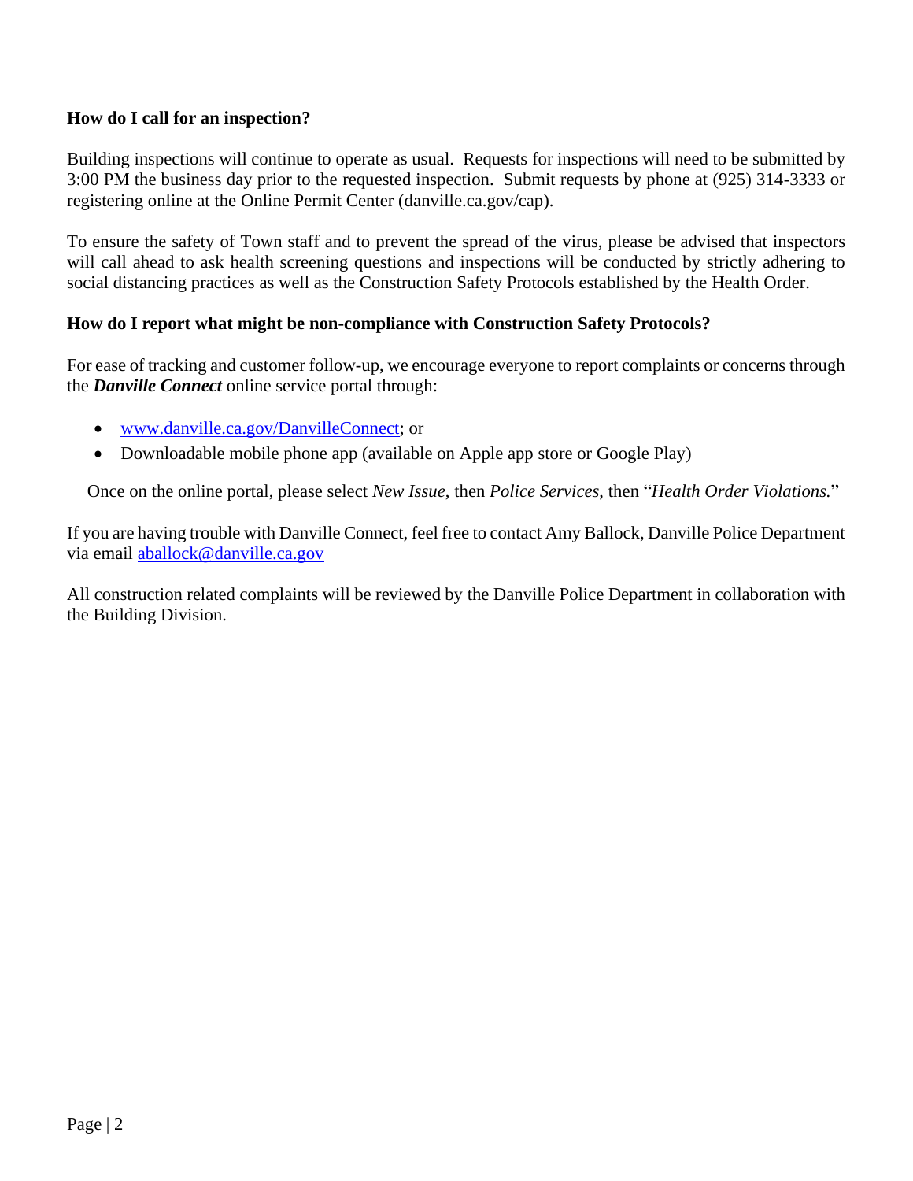**How do I call for an inspection?**

Building inspections will continue to operate as usual. Requests for inspections will need to be submitted by 3:00 PM the business day prior to the requested inspection. Submit requests by phone at (925) 314-3333 or registering online at the Online Permit Center (danville.ca.gov/cap).

To ensure the safety of Town staff and to prevent the spread of the virus, please be advised that inspectors will call ahead to ask health screening questions and inspections will be conducted by strictly adhering to social distancing practices as well as the Construction Safety Protocols established by the Health Order.

**How do I report what might be non-compliance with Construction Safety Protocols?**

For ease of tracking and customer follow-up, we encourage everyone to report complaints or concerns through the ***Danville Connect*** online service portal through:

- www.danville.ca.gov/DanvilleConnect; or
- Downloadable mobile phone app (available on Apple app store or Google Play)

Once on the online portal, please select *New Issue*, then *Police Services*, then "*Health Order Violations.*"

If you are having trouble with Danville Connect, feel free to contact Amy Ballock, Danville Police Department via email aballock@danville.ca.gov

All construction related complaints will be reviewed by the Danville Police Department in collaboration with the Building Division.